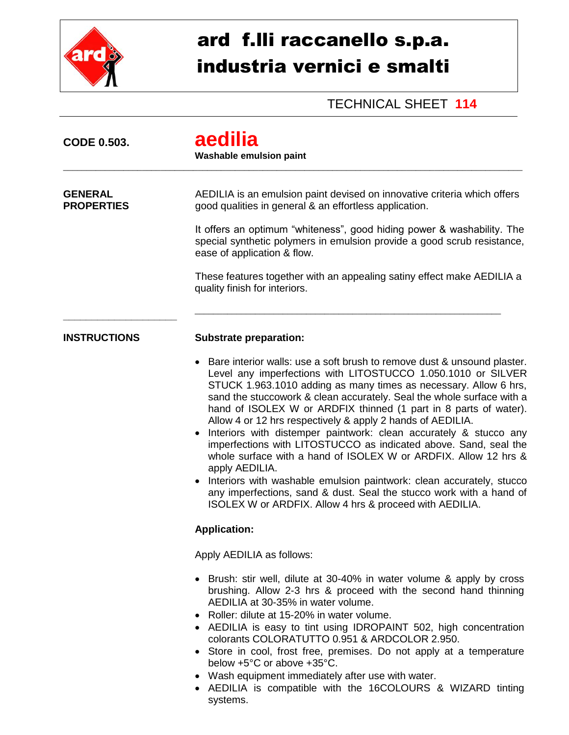# ard f.lli raccanello s.p.a.
# industria vernici e smalti

TECHNICAL SHEET **114**

**CODE 0.503.**

## aedilia

**Washable emulsion paint**

---

**GENERAL PROPERTIES**

AEDILIA is an emulsion paint devised on innovative criteria which offers good qualities in general & an effortless application.

It offers an optimum "whiteness", good hiding power & washability. The special synthetic polymers in emulsion provide a good scrub resistance, ease of application & flow.

These features together with an appealing satiny effect make AEDILIA a quality finish for interiors.

---

**INSTRUCTIONS**

**Substrate preparation:**

- Bare interior walls: use a soft brush to remove dust & unsound plaster. Level any imperfections with LITOSTUCCO 1.050.1010 or SILVER STUCK 1.963.1010 adding as many times as necessary. Allow 6 hrs, sand the stuccowork & clean accurately. Seal the whole surface with a hand of ISOLEX W or ARDFIX thinned (1 part in 8 parts of water). Allow 4 or 12 hrs respectively & apply 2 hands of AEDILIA.
- Interiors with distemper paintwork: clean accurately & stucco any imperfections with LITOSTUCCO as indicated above. Sand, seal the whole surface with a hand of ISOLEX W or ARDFIX. Allow 12 hrs & apply AEDILIA.
- Interiors with washable emulsion paintwork: clean accurately, stucco any imperfections, sand & dust. Seal the stucco work with a hand of ISOLEX W or ARDFIX. Allow 4 hrs & proceed with AEDILIA.

**Application:**

Apply AEDILIA as follows:

- Brush: stir well, dilute at 30-40% in water volume & apply by cross brushing. Allow 2-3 hrs & proceed with the second hand thinning AEDILIA at 30-35% in water volume.
- Roller: dilute at 15-20% in water volume.
- AEDILIA is easy to tint using IDROPAINT 502, high concentration colorants COLORATUTTO 0.951 & ARDCOLOR 2.950.
- Store in cool, frost free, premises. Do not apply at a temperature below +5°C or above +35°C.
- Wash equipment immediately after use with water.
- AEDILIA is compatible with the 16COLOURS & WIZARD tinting systems.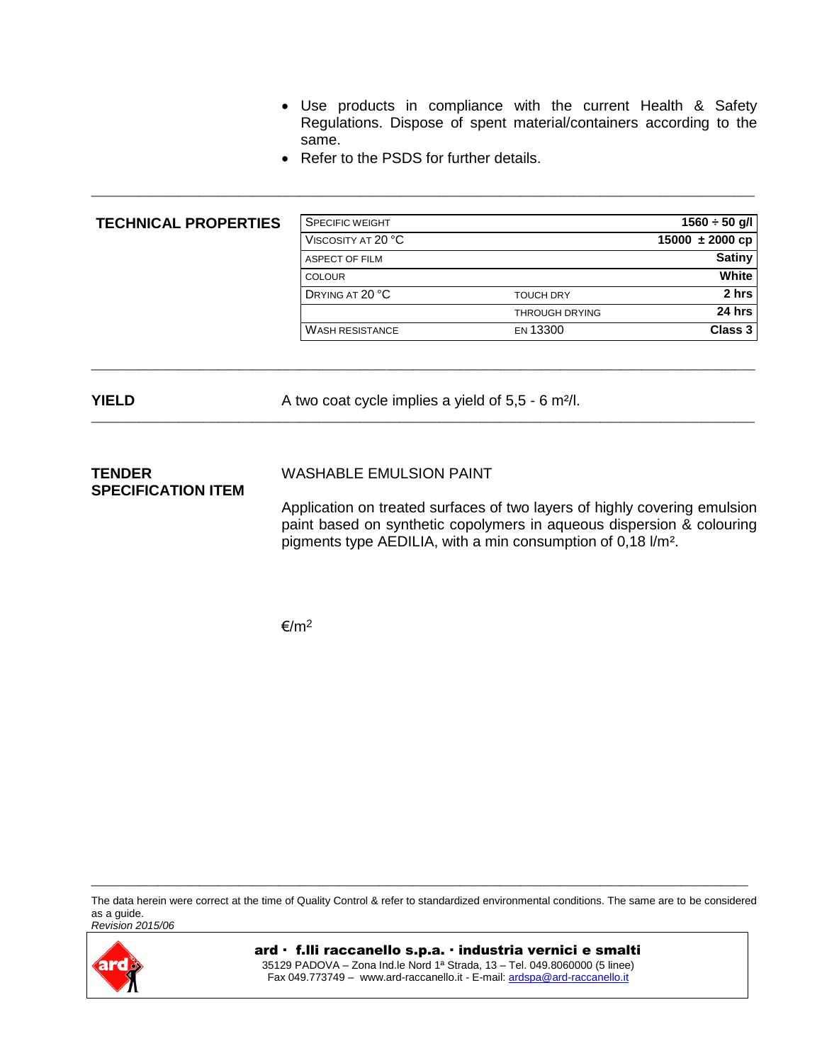- Use products in compliance with the current Health & Safety Regulations. Dispose of spent material/containers according to the same.
- Refer to the PSDS for further details.

## TECHNICAL PROPERTIES

| | | |
|---|---|---|
| SPECIFIC WEIGHT | | **1560 ÷ 50 g/l** |
| VISCOSITY AT 20 °C | | **15000 ± 2000 cp** |
| ASPECT OF FILM | | **Satiny** |
| COLOUR | | **White** |
| DRYING AT 20 °C | TOUCH DRY | **2 hrs** |
| | THROUGH DRYING | **24 hrs** |
| WASH RESISTANCE | EN 13300 | **Class 3** |

## YIELD

A two coat cycle implies a yield of 5,5 - 6 m²/l.

## TENDER SPECIFICATION ITEM

WASHABLE EMULSION PAINT

Application on treated surfaces of two layers of highly covering emulsion paint based on synthetic copolymers in aqueous dispersion & colouring pigments type AEDILIA, with a min consumption of 0,18 l/m².

€/m²

The data herein were correct at the time of Quality Control & refer to standardized environmental conditions. The same are to be considered as a guide.

*Revision 2015/06*

**ard · f.lli raccanello s.p.a. · industria vernici e smalti**
35129 PADOVA – Zona Ind.le Nord 1ª Strada, 13 – Tel. 049.8060000 (5 linee)
Fax 049.773749 – www.ard-raccanello.it - E-mail: ardspa@ard-raccanello.it